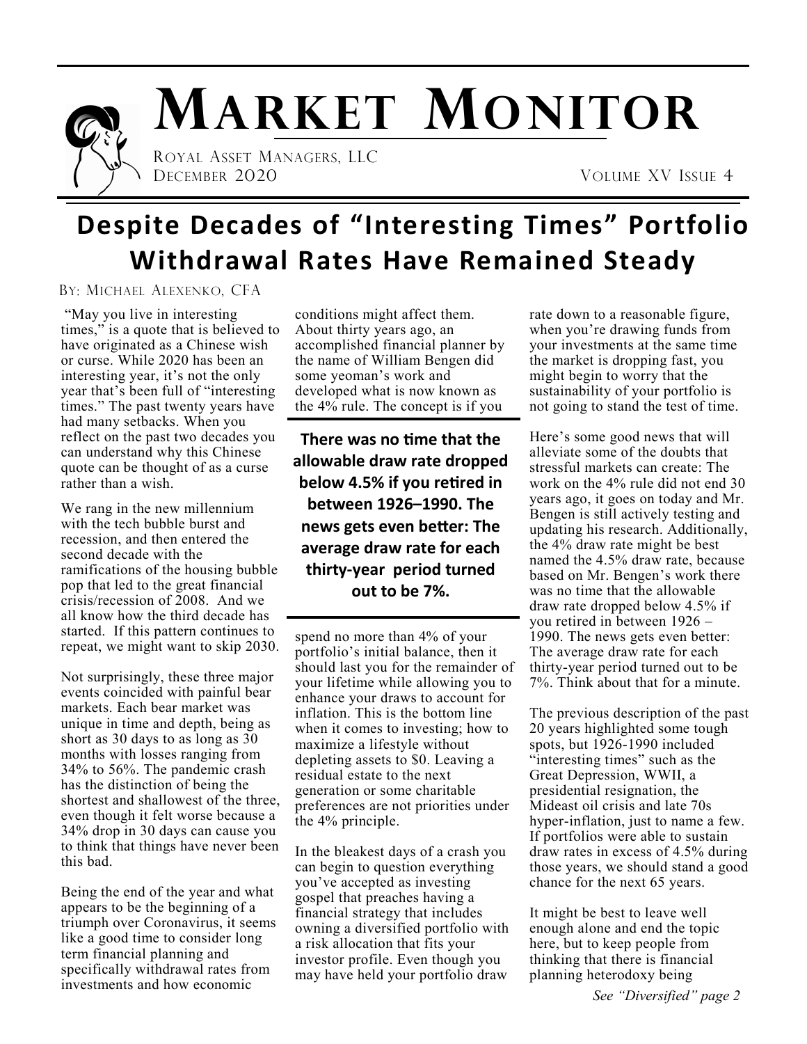# Market Monitor

Royal Asset Managers, LLC

December 2020

Volume XV Issue 4

## Despite Decades of "Interesting Times" Portfolio Withdrawal Rates Have Remained Steady

By: Michael Alexenko, CFA

"May you live in interesting times," is a quote that is believed to have originated as a Chinese wish or curse. While 2020 has been an interesting year, it's not the only year that's been full of "interesting times." The past twenty years have had many setbacks. When you reflect on the past two decades you can understand why this Chinese quote can be thought of as a curse rather than a wish.

We rang in the new millennium with the tech bubble burst and recession, and then entered the second decade with the ramifications of the housing bubble pop that led to the great financial crisis/recession of 2008. And we all know how the third decade has started. If this pattern continues to repeat, we might want to skip 2030.

Not surprisingly, these three major events coincided with painful bear markets. Each bear market was unique in time and depth, being as short as 30 days to as long as 30 months with losses ranging from 34% to 56%. The pandemic crash has the distinction of being the shortest and shallowest of the three, even though it felt worse because a 34% drop in 30 days can cause you to think that things have never been this bad.

Being the end of the year and what appears to be the beginning of a triumph over Coronavirus, it seems like a good time to consider long term financial planning and specifically withdrawal rates from investments and how economic conditions might affect them. About thirty years ago, an accomplished financial planner by the name of William Bengen did some yeoman's work and developed what is now known as the 4% rule. The concept is if you spend no more than 4% of your portfolio's initial balance, then it should last you for the remainder of your lifetime while allowing you to enhance your draws to account for inflation. This is the bottom line when it comes to investing; how to maximize a lifestyle without depleting assets to $0. Leaving a residual estate to the next generation or some charitable preferences are not priorities under the 4% principle.

**There was no time that the allowable draw rate dropped below 4.5% if you retired in between 1926–1990. The news gets even better: The average draw rate for each thirty-year period turned out to be 7%.**

In the bleakest days of a crash you can begin to question everything you've accepted as investing gospel that preaches having a financial strategy that includes owning a diversified portfolio with a risk allocation that fits your investor profile. Even though you may have held your portfolio draw rate down to a reasonable figure, when you're drawing funds from your investments at the same time the market is dropping fast, you might begin to worry that the sustainability of your portfolio is not going to stand the test of time.

Here's some good news that will alleviate some of the doubts that stressful markets can create: The work on the 4% rule did not end 30 years ago, it goes on today and Mr. Bengen is still actively testing and updating his research. Additionally, the 4% draw rate might be best named the 4.5% draw rate, because based on Mr. Bengen's work there was no time that the allowable draw rate dropped below 4.5% if you retired in between 1926 – 1990. The news gets even better: The average draw rate for each thirty-year period turned out to be 7%. Think about that for a minute.

The previous description of the past 20 years highlighted some tough spots, but 1926-1990 included "interesting times" such as the Great Depression, WWII, a presidential resignation, the Mideast oil crisis and late 70s hyper-inflation, just to name a few. If portfolios were able to sustain draw rates in excess of 4.5% during those years, we should stand a good chance for the next 65 years.

It might be best to leave well enough alone and end the topic here, but to keep people from thinking that there is financial planning heterodoxy being

*See "Diversified" page 2*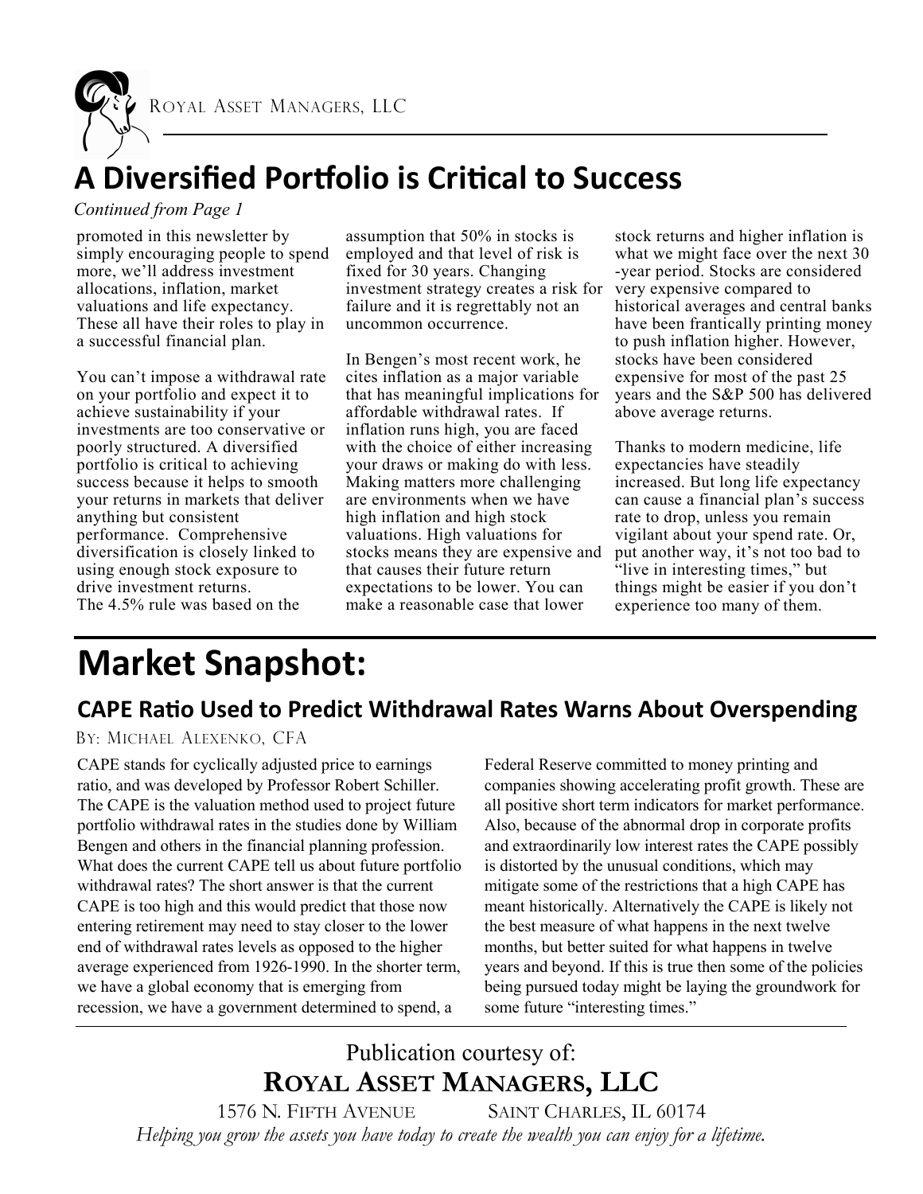# A Diversified Portfolio is Critical to Success

*Continued from Page 1*

promoted in this newsletter by simply encouraging people to spend more, we'll address investment allocations, inflation, market valuations and life expectancy. These all have their roles to play in a successful financial plan.

You can't impose a withdrawal rate on your portfolio and expect it to achieve sustainability if your investments are too conservative or poorly structured. A diversified portfolio is critical to achieving success because it helps to smooth your returns in markets that deliver anything but consistent performance. Comprehensive diversification is closely linked to using enough stock exposure to drive investment returns.
The 4.5% rule was based on the assumption that 50% in stocks is employed and that level of risk is fixed for 30 years. Changing investment strategy creates a risk for failure and it is regrettably not an uncommon occurrence.

In Bengen's most recent work, he cites inflation as a major variable that has meaningful implications for affordable withdrawal rates. If inflation runs high, you are faced with the choice of either increasing your draws or making do with less. Making matters more challenging are environments when we have high inflation and high stock valuations. High valuations for stocks means they are expensive and that causes their future return expectations to be lower. You can make a reasonable case that lower stock returns and higher inflation is what we might face over the next 30-year period. Stocks are considered very expensive compared to historical averages and central banks have been frantically printing money to push inflation higher. However, stocks have been considered expensive for most of the past 25 years and the S&P 500 has delivered above average returns.

Thanks to modern medicine, life expectancies have steadily increased. But long life expectancy can cause a financial plan's success rate to drop, unless you remain vigilant about your spend rate. Or, put another way, it's not too bad to "live in interesting times," but things might be easier if you don't experience too many of them.

# Market Snapshot:

## CAPE Ratio Used to Predict Withdrawal Rates Warns About Overspending

By: Michael Alexenko, CFA

CAPE stands for cyclically adjusted price to earnings ratio, and was developed by Professor Robert Schiller. The CAPE is the valuation method used to project future portfolio withdrawal rates in the studies done by William Bengen and others in the financial planning profession. What does the current CAPE tell us about future portfolio withdrawal rates? The short answer is that the current CAPE is too high and this would predict that those now entering retirement may need to stay closer to the lower end of withdrawal rates levels as opposed to the higher average experienced from 1926-1990. In the shorter term, we have a global economy that is emerging from recession, we have a government determined to spend, a Federal Reserve committed to money printing and companies showing accelerating profit growth. These are all positive short term indicators for market performance. Also, because of the abnormal drop in corporate profits and extraordinarily low interest rates the CAPE possibly is distorted by the unusual conditions, which may mitigate some of the restrictions that a high CAPE has meant historically. Alternatively the CAPE is likely not the best measure of what happens in the next twelve months, but better suited for what happens in twelve years and beyond. If this is true then some of the policies being pursued today might be laying the groundwork for some future "interesting times."

Publication courtesy of:

**Royal Asset Managers, LLC**

1576 N. Fifth Avenue Saint Charles, IL 60174

*Helping you grow the assets you have today to create the wealth you can enjoy for a lifetime.*